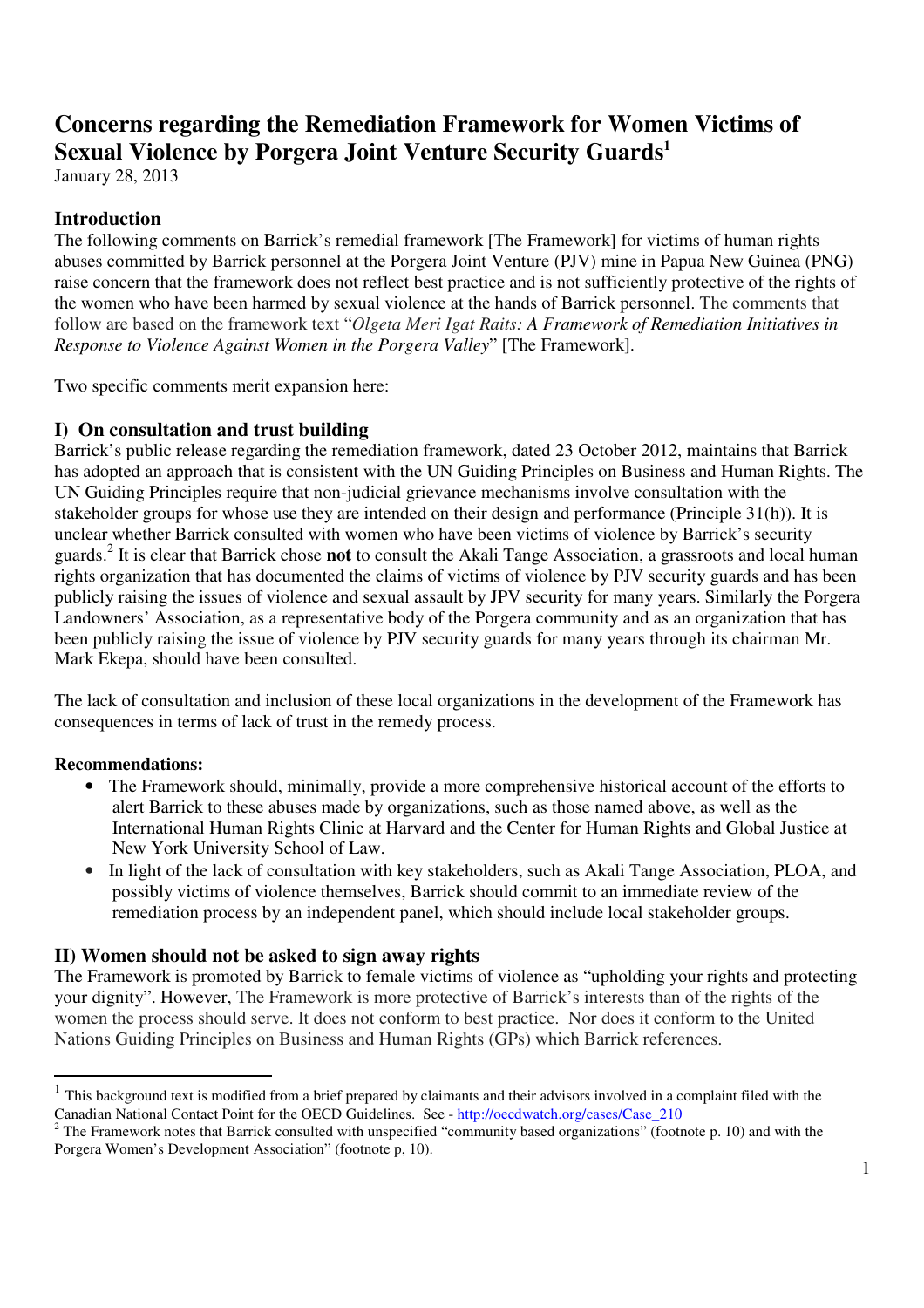# Concerns regarding the Remediation Framework for Women Victims of Sexual Violence by Porgera Joint Venture Security Guards[1]

January 28, 2013

## Introduction

The following comments on Barrick's remedial framework [The Framework] for victims of human rights abuses committed by Barrick personnel at the Porgera Joint Venture (PJV) mine in Papua New Guinea (PNG) raise concern that the framework does not reflect best practice and is not sufficiently protective of the rights of the women who have been harmed by sexual violence at the hands of Barrick personnel. The comments that follow are based on the framework text "*Olgeta Meri Igat Raits: A Framework of Remediation Initiatives in Response to Violence Against Women in the Porgera Valley*" [The Framework].

Two specific comments merit expansion here:

## I) On consultation and trust building

Barrick's public release regarding the remediation framework, dated 23 October 2012, maintains that Barrick has adopted an approach that is consistent with the UN Guiding Principles on Business and Human Rights. The UN Guiding Principles require that non-judicial grievance mechanisms involve consultation with the stakeholder groups for whose use they are intended on their design and performance (Principle 31(h)). It is unclear whether Barrick consulted with women who have been victims of violence by Barrick's security guards.[2] It is clear that Barrick chose **not** to consult the Akali Tange Association, a grassroots and local human rights organization that has documented the claims of victims of violence by PJV security guards and has been publicly raising the issues of violence and sexual assault by JPV security for many years. Similarly the Porgera Landowners' Association, as a representative body of the Porgera community and as an organization that has been publicly raising the issue of violence by PJV security guards for many years through its chairman Mr. Mark Ekepa, should have been consulted.

The lack of consultation and inclusion of these local organizations in the development of the Framework has consequences in terms of lack of trust in the remedy process.

**Recommendations:**

- The Framework should, minimally, provide a more comprehensive historical account of the efforts to alert Barrick to these abuses made by organizations, such as those named above, as well as the International Human Rights Clinic at Harvard and the Center for Human Rights and Global Justice at New York University School of Law.
- In light of the lack of consultation with key stakeholders, such as Akali Tange Association, PLOA, and possibly victims of violence themselves, Barrick should commit to an immediate review of the remediation process by an independent panel, which should include local stakeholder groups.

## II) Women should not be asked to sign away rights

The Framework is promoted by Barrick to female victims of violence as "upholding your rights and protecting your dignity". However, The Framework is more protective of Barrick's interests than of the rights of the women the process should serve. It does not conform to best practice. Nor does it conform to the United Nations Guiding Principles on Business and Human Rights (GPs) which Barrick references.

---

[1] This background text is modified from a brief prepared by claimants and their advisors involved in a complaint filed with the Canadian National Contact Point for the OECD Guidelines. See - http://oecdwatch.org/cases/Case_210

[2] The Framework notes that Barrick consulted with unspecified "community based organizations" (footnote p. 10) and with the Porgera Women's Development Association" (footnote p, 10).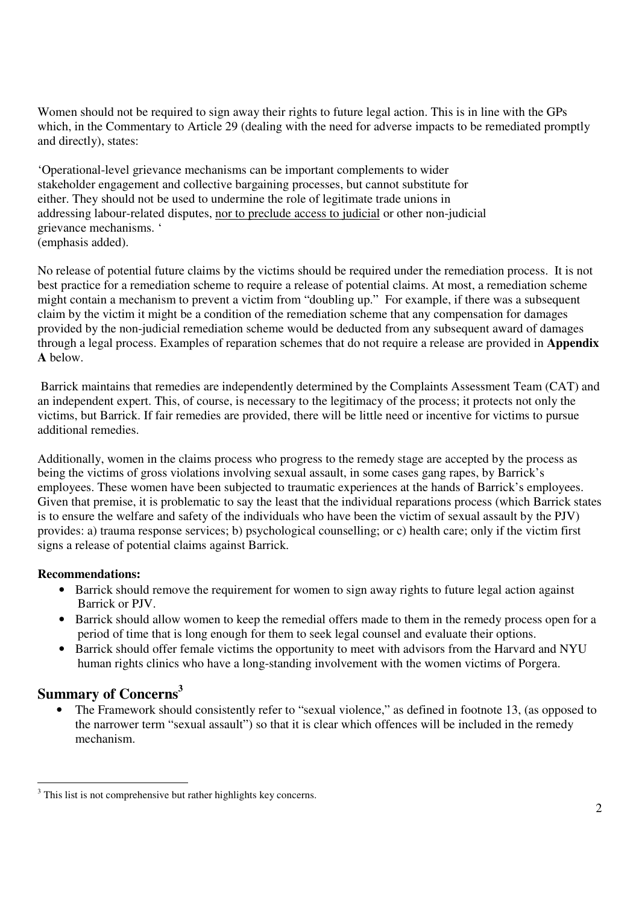Women should not be required to sign away their rights to future legal action. This is in line with the GPs which, in the Commentary to Article 29 (dealing with the need for adverse impacts to be remediated promptly and directly), states:

'Operational-level grievance mechanisms can be important complements to wider stakeholder engagement and collective bargaining processes, but cannot substitute for either. They should not be used to undermine the role of legitimate trade unions in addressing labour-related disputes, <u>nor to preclude access to judicial</u> or other non-judicial grievance mechanisms. '
(emphasis added).

No release of potential future claims by the victims should be required under the remediation process. It is not best practice for a remediation scheme to require a release of potential claims. At most, a remediation scheme might contain a mechanism to prevent a victim from "doubling up." For example, if there was a subsequent claim by the victim it might be a condition of the remediation scheme that any compensation for damages provided by the non-judicial remediation scheme would be deducted from any subsequent award of damages through a legal process. Examples of reparation schemes that do not require a release are provided in **Appendix A** below.

Barrick maintains that remedies are independently determined by the Complaints Assessment Team (CAT) and an independent expert. This, of course, is necessary to the legitimacy of the process; it protects not only the victims, but Barrick. If fair remedies are provided, there will be little need or incentive for victims to pursue additional remedies.

Additionally, women in the claims process who progress to the remedy stage are accepted by the process as being the victims of gross violations involving sexual assault, in some cases gang rapes, by Barrick's employees. These women have been subjected to traumatic experiences at the hands of Barrick's employees. Given that premise, it is problematic to say the least that the individual reparations process (which Barrick states is to ensure the welfare and safety of the individuals who have been the victim of sexual assault by the PJV) provides: a) trauma response services; b) psychological counselling; or c) health care; only if the victim first signs a release of potential claims against Barrick.

**Recommendations:**

- Barrick should remove the requirement for women to sign away rights to future legal action against Barrick or PJV.
- Barrick should allow women to keep the remedial offers made to them in the remedy process open for a period of time that is long enough for them to seek legal counsel and evaluate their options.
- Barrick should offer female victims the opportunity to meet with advisors from the Harvard and NYU human rights clinics who have a long-standing involvement with the women victims of Porgera.

## Summary of Concerns[3]

- The Framework should consistently refer to "sexual violence," as defined in footnote 13, (as opposed to the narrower term "sexual assault") so that it is clear which offences will be included in the remedy mechanism.

---

[3] This list is not comprehensive but rather highlights key concerns.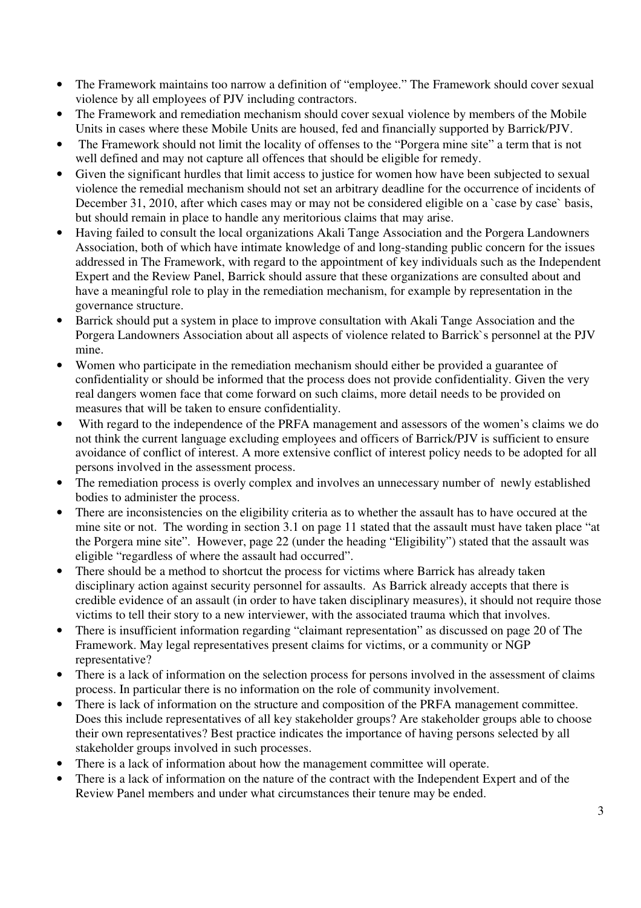- The Framework maintains too narrow a definition of "employee." The Framework should cover sexual violence by all employees of PJV including contractors.
- The Framework and remediation mechanism should cover sexual violence by members of the Mobile Units in cases where these Mobile Units are housed, fed and financially supported by Barrick/PJV.
- The Framework should not limit the locality of offenses to the "Porgera mine site" a term that is not well defined and may not capture all offences that should be eligible for remedy.
- Given the significant hurdles that limit access to justice for women how have been subjected to sexual violence the remedial mechanism should not set an arbitrary deadline for the occurrence of incidents of December 31, 2010, after which cases may or may not be considered eligible on a `case by case` basis, but should remain in place to handle any meritorious claims that may arise.
- Having failed to consult the local organizations Akali Tange Association and the Porgera Landowners Association, both of which have intimate knowledge of and long-standing public concern for the issues addressed in The Framework, with regard to the appointment of key individuals such as the Independent Expert and the Review Panel, Barrick should assure that these organizations are consulted about and have a meaningful role to play in the remediation mechanism, for example by representation in the governance structure.
- Barrick should put a system in place to improve consultation with Akali Tange Association and the Porgera Landowners Association about all aspects of violence related to Barrick`s personnel at the PJV mine.
- Women who participate in the remediation mechanism should either be provided a guarantee of confidentiality or should be informed that the process does not provide confidentiality. Given the very real dangers women face that come forward on such claims, more detail needs to be provided on measures that will be taken to ensure confidentiality.
- With regard to the independence of the PRFA management and assessors of the women's claims we do not think the current language excluding employees and officers of Barrick/PJV is sufficient to ensure avoidance of conflict of interest. A more extensive conflict of interest policy needs to be adopted for all persons involved in the assessment process.
- The remediation process is overly complex and involves an unnecessary number of newly established bodies to administer the process.
- There are inconsistencies on the eligibility criteria as to whether the assault has to have occured at the mine site or not. The wording in section 3.1 on page 11 stated that the assault must have taken place "at the Porgera mine site". However, page 22 (under the heading "Eligibility") stated that the assault was eligible "regardless of where the assault had occurred".
- There should be a method to shortcut the process for victims where Barrick has already taken disciplinary action against security personnel for assaults. As Barrick already accepts that there is credible evidence of an assault (in order to have taken disciplinary measures), it should not require those victims to tell their story to a new interviewer, with the associated trauma which that involves.
- There is insufficient information regarding "claimant representation" as discussed on page 20 of The Framework. May legal representatives present claims for victims, or a community or NGP representative?
- There is a lack of information on the selection process for persons involved in the assessment of claims process. In particular there is no information on the role of community involvement.
- There is lack of information on the structure and composition of the PRFA management committee. Does this include representatives of all key stakeholder groups? Are stakeholder groups able to choose their own representatives? Best practice indicates the importance of having persons selected by all stakeholder groups involved in such processes.
- There is a lack of information about how the management committee will operate.
- There is a lack of information on the nature of the contract with the Independent Expert and of the Review Panel members and under what circumstances their tenure may be ended.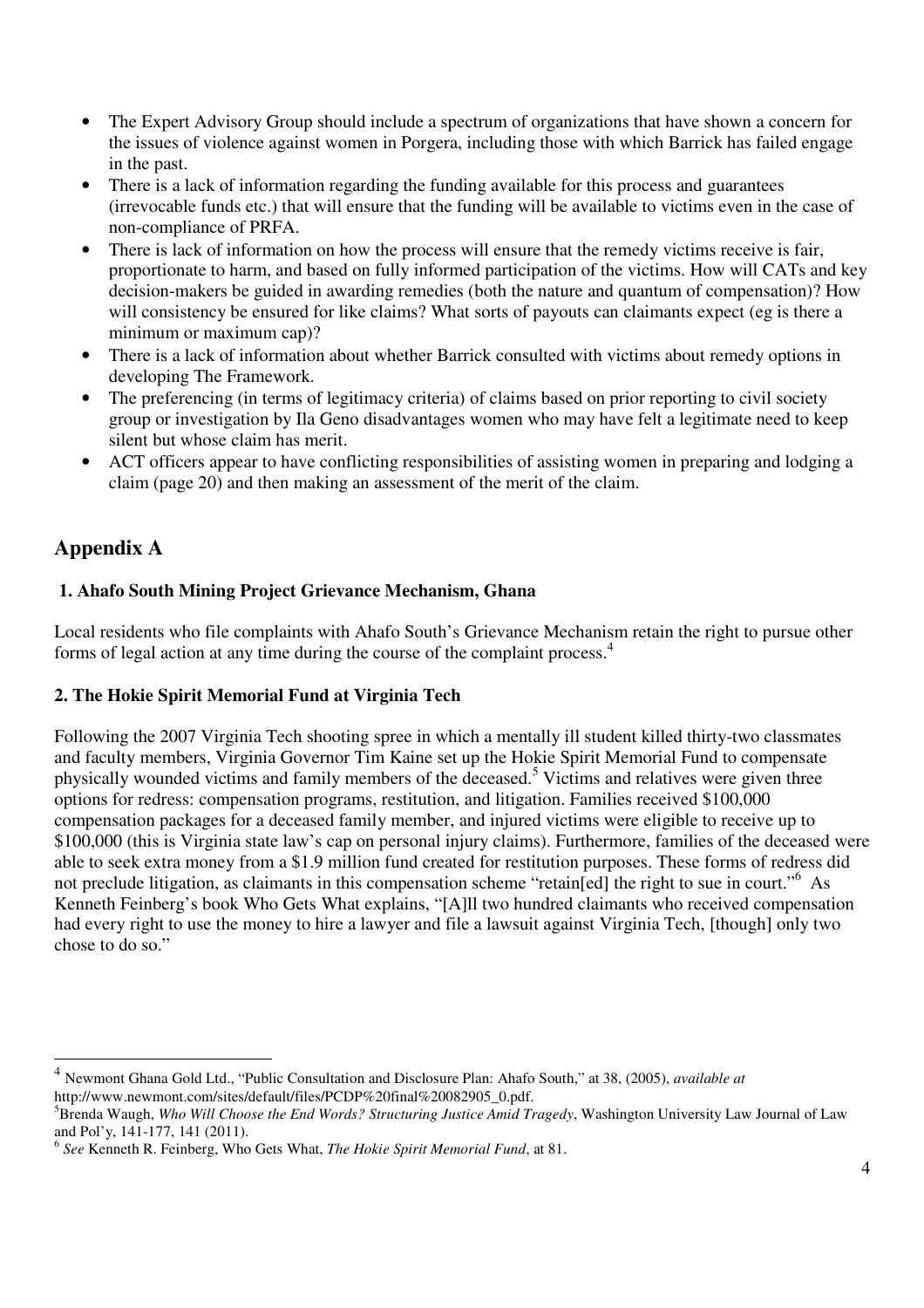- The Expert Advisory Group should include a spectrum of organizations that have shown a concern for the issues of violence against women in Porgera, including those with which Barrick has failed engage in the past.
- There is a lack of information regarding the funding available for this process and guarantees (irrevocable funds etc.) that will ensure that the funding will be available to victims even in the case of non-compliance of PRFA.
- There is lack of information on how the process will ensure that the remedy victims receive is fair, proportionate to harm, and based on fully informed participation of the victims. How will CATs and key decision-makers be guided in awarding remedies (both the nature and quantum of compensation)? How will consistency be ensured for like claims? What sorts of payouts can claimants expect (eg is there a minimum or maximum cap)?
- There is a lack of information about whether Barrick consulted with victims about remedy options in developing The Framework.
- The preferencing (in terms of legitimacy criteria) of claims based on prior reporting to civil society group or investigation by Ila Geno disadvantages women who may have felt a legitimate need to keep silent but whose claim has merit.
- ACT officers appear to have conflicting responsibilities of assisting women in preparing and lodging a claim (page 20) and then making an assessment of the merit of the claim.

## Appendix A

### 1. Ahafo South Mining Project Grievance Mechanism, Ghana

Local residents who file complaints with Ahafo South's Grievance Mechanism retain the right to pursue other forms of legal action at any time during the course of the complaint process.[4]

### 2. The Hokie Spirit Memorial Fund at Virginia Tech

Following the 2007 Virginia Tech shooting spree in which a mentally ill student killed thirty-two classmates and faculty members, Virginia Governor Tim Kaine set up the Hokie Spirit Memorial Fund to compensate physically wounded victims and family members of the deceased.[5] Victims and relatives were given three options for redress: compensation programs, restitution, and litigation. Families received $100,000 compensation packages for a deceased family member, and injured victims were eligible to receive up to $100,000 (this is Virginia state law's cap on personal injury claims). Furthermore, families of the deceased were able to seek extra money from a $1.9 million fund created for restitution purposes. These forms of redress did not preclude litigation, as claimants in this compensation scheme "retain[ed] the right to sue in court."[6] As Kenneth Feinberg's book Who Gets What explains, "[A]ll two hundred claimants who received compensation had every right to use the money to hire a lawyer and file a lawsuit against Virginia Tech, [though] only two chose to do so."

---

[4] Newmont Ghana Gold Ltd., "Public Consultation and Disclosure Plan: Ahafo South," at 38, (2005), *available at* http://www.newmont.com/sites/default/files/PCDP%20final%20082905_0.pdf.

[5] Brenda Waugh, *Who Will Choose the End Words? Structuring Justice Amid Tragedy*, Washington University Law Journal of Law and Pol'y, 141-177, 141 (2011).

[6] *See* Kenneth R. Feinberg, Who Gets What, *The Hokie Spirit Memorial Fund*, at 81.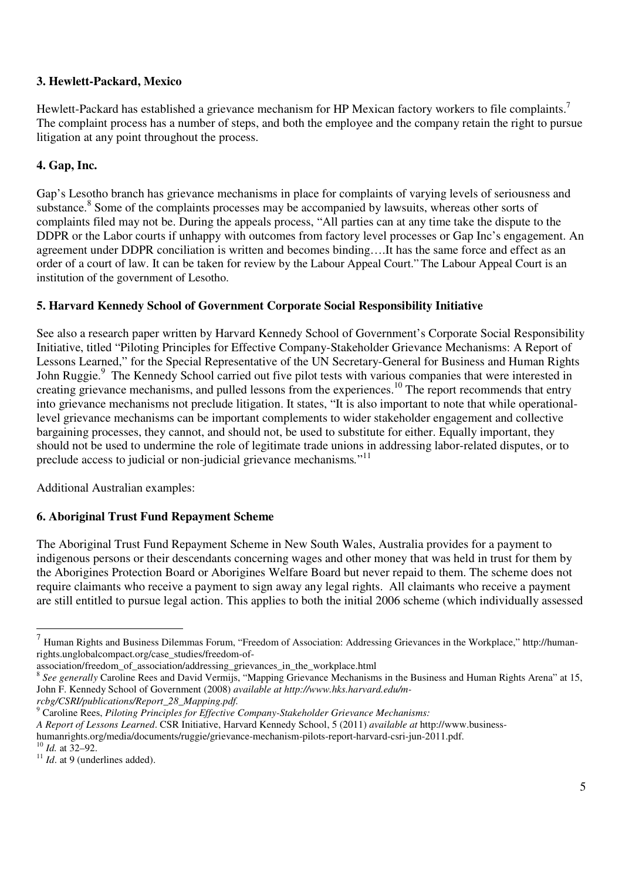### 3. Hewlett-Packard, Mexico

Hewlett-Packard has established a grievance mechanism for HP Mexican factory workers to file complaints.[7] The complaint process has a number of steps, and both the employee and the company retain the right to pursue litigation at any point throughout the process.

### 4. Gap, Inc.

Gap's Lesotho branch has grievance mechanisms in place for complaints of varying levels of seriousness and substance.[8] Some of the complaints processes may be accompanied by lawsuits, whereas other sorts of complaints filed may not be. During the appeals process, "All parties can at any time take the dispute to the DDPR or the Labor courts if unhappy with outcomes from factory level processes or Gap Inc's engagement. An agreement under DDPR conciliation is written and becomes binding….It has the same force and effect as an order of a court of law. It can be taken for review by the Labour Appeal Court." The Labour Appeal Court is an institution of the government of Lesotho.

### 5. Harvard Kennedy School of Government Corporate Social Responsibility Initiative

See also a research paper written by Harvard Kennedy School of Government's Corporate Social Responsibility Initiative, titled "Piloting Principles for Effective Company-Stakeholder Grievance Mechanisms: A Report of Lessons Learned," for the Special Representative of the UN Secretary-General for Business and Human Rights John Ruggie.[9] The Kennedy School carried out five pilot tests with various companies that were interested in creating grievance mechanisms, and pulled lessons from the experiences.[10] The report recommends that entry into grievance mechanisms not preclude litigation. It states, "It is also important to note that while operational-level grievance mechanisms can be important complements to wider stakeholder engagement and collective bargaining processes, they cannot, and should not, be used to substitute for either. Equally important, they should not be used to undermine the role of legitimate trade unions in addressing labor-related disputes, or to preclude access to judicial or non-judicial grievance mechanisms."[11]

Additional Australian examples:

### 6. Aboriginal Trust Fund Repayment Scheme

The Aboriginal Trust Fund Repayment Scheme in New South Wales, Australia provides for a payment to indigenous persons or their descendants concerning wages and other money that was held in trust for them by the Aborigines Protection Board or Aborigines Welfare Board but never repaid to them. The scheme does not require claimants who receive a payment to sign away any legal rights. All claimants who receive a payment are still entitled to pursue legal action. This applies to both the initial 2006 scheme (which individually assessed

---

[7] Human Rights and Business Dilemmas Forum, "Freedom of Association: Addressing Grievances in the Workplace," http://human-rights.unglobalcompact.org/case_studies/freedom-of-association/freedom_of_association/addressing_grievances_in_the_workplace.html

[8] *See generally* Caroline Rees and David Vermijs, "Mapping Grievance Mechanisms in the Business and Human Rights Arena" at 15, John F. Kennedy School of Government (2008) *available at http://www.hks.harvard.edu/m-rcbg/CSRI/publications/Report_28_Mapping.pdf.*

[9] Caroline Rees, *Piloting Principles for Effective Company-Stakeholder Grievance Mechanisms: A Report of Lessons Learned*. CSR Initiative, Harvard Kennedy School, 5 (2011) *available at* http://www.business-humanrights.org/media/documents/ruggie/grievance-mechanism-pilots-report-harvard-csri-jun-2011.pdf.

[10] *Id.* at 32–92.

[11] *Id*. at 9 (underlines added).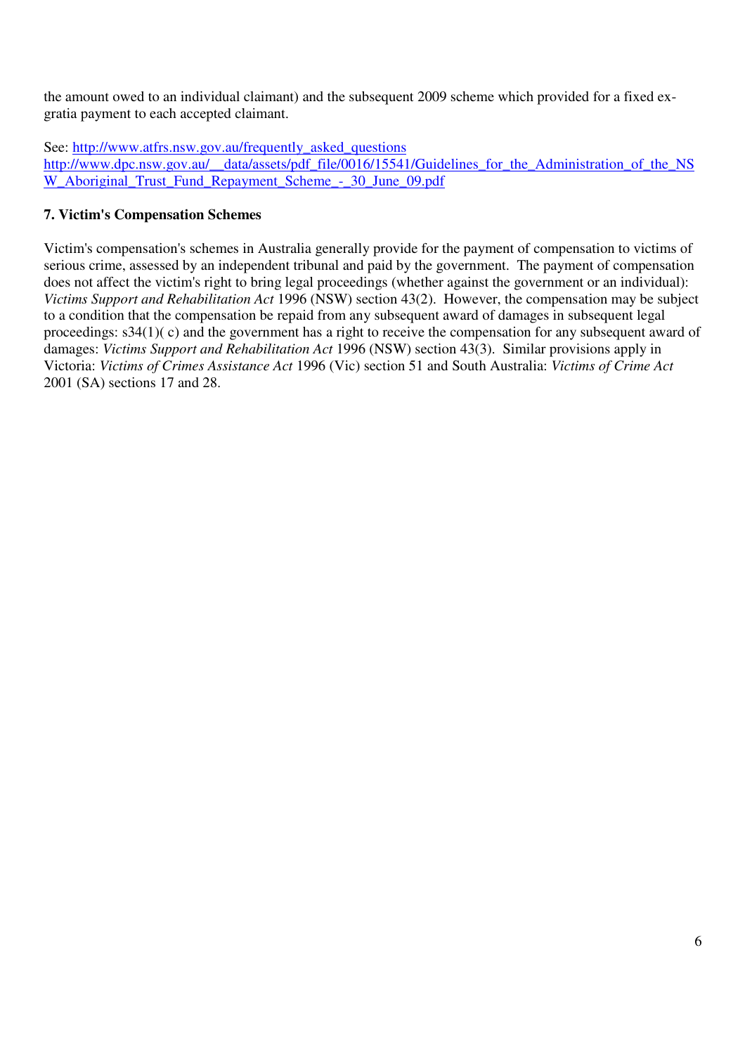the amount owed to an individual claimant) and the subsequent 2009 scheme which provided for a fixed ex-gratia payment to each accepted claimant.

See: [http://www.atfrs.nsw.gov.au/frequently_asked_questions](http://www.atfrs.nsw.gov.au/frequently_asked_questions)
[http://www.dpc.nsw.gov.au/__data/assets/pdf_file/0016/15541/Guidelines_for_the_Administration_of_the_NSW_Aboriginal_Trust_Fund_Repayment_Scheme_-_30_June_09.pdf](http://www.dpc.nsw.gov.au/__data/assets/pdf_file/0016/15541/Guidelines_for_the_Administration_of_the_NSW_Aboriginal_Trust_Fund_Repayment_Scheme_-_30_June_09.pdf)

**7. Victim's Compensation Schemes**

Victim's compensation's schemes in Australia generally provide for the payment of compensation to victims of serious crime, assessed by an independent tribunal and paid by the government. The payment of compensation does not affect the victim's right to bring legal proceedings (whether against the government or an individual): *Victims Support and Rehabilitation Act* 1996 (NSW) section 43(2). However, the compensation may be subject to a condition that the compensation be repaid from any subsequent award of damages in subsequent legal proceedings: s34(1)( c) and the government has a right to receive the compensation for any subsequent award of damages: *Victims Support and Rehabilitation Act* 1996 (NSW) section 43(3). Similar provisions apply in Victoria: *Victims of Crimes Assistance Act* 1996 (Vic) section 51 and South Australia: *Victims of Crime Act* 2001 (SA) sections 17 and 28.